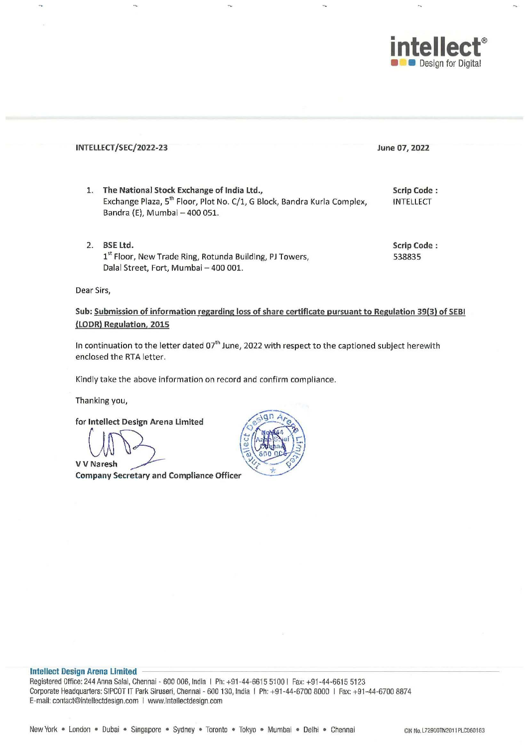INTELLECT/SEC/2022-23 June 07, 2022

1. **The National Stock Exchange of India Ltd.,**
   Exchange Plaza, 5th Floor, Plot No. C/1, G Block, Bandra Kurla Complex, Bandra (E), Mumbai – 400 051.
   **Scrip Code :** INTELLECT

2. **BSE Ltd.**
   1st Floor, New Trade Ring, Rotunda Building, PJ Towers, Dalal Street, Fort, Mumbai – 400 001.
   **Scrip Code :** 538835

Dear Sirs,

**Sub: Submission of information regarding loss of share certificate pursuant to Regulation 39(3) of SEBI (LODR) Regulation, 2015**

In continuation to the letter dated 07th June, 2022 with respect to the captioned subject herewith enclosed the RTA letter.

Kindly take the above information on record and confirm compliance.

Thanking you,

for **Intellect Design Arena Limited**

**V V Naresh**
**Company Secretary and Compliance Officer**

**Intellect Design Arena Limited**
Registered Office: 244 Anna Salai, Chennai - 600 006, India | Ph: +91-44-6615 5100 | Fax: +91-44-6615 5123
Corporate Headquarters: SIPCOT IT Park Siruseri, Chennai - 600 130, India | Ph: +91-44-6700 8000 | Fax: +91-44-6700 8874
E-mail: contact@intellectdesign.com | www.intellectdesign.com

New York • London • Dubai • Singapore • Sydney • Toronto • Tokyo • Mumbai • Delhi • Chennai

CIN No. L72900TN2011PLC080183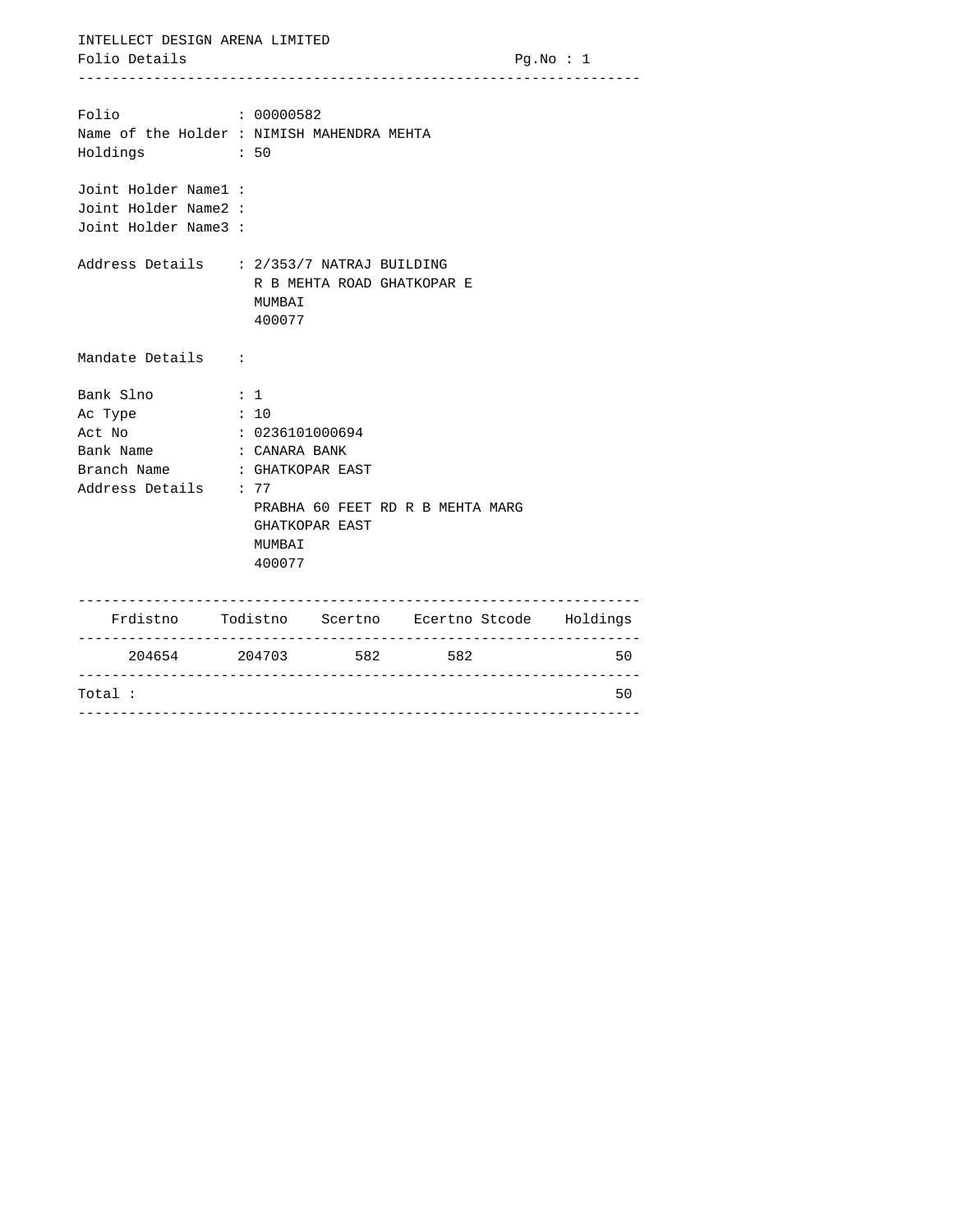INTELLECT DESIGN ARENA LIMITED

Folio Details

Folio : 00000582

Name of the Holder : NIMISH MAHENDRA MEHTA

Holdings : 50

Joint Holder Name1 :

Joint Holder Name2 :

Joint Holder Name3 :

Address Details : 2/353/7 NATRAJ BUILDING
R B MEHTA ROAD GHATKOPAR E
MUMBAI
400077

Mandate Details :

Bank Slno : 1

Ac Type : 10

Act No : 0236101000694

Bank Name : CANARA BANK

Branch Name : GHATKOPAR EAST

Address Details : 77
PRABHA 60 FEET RD R B MEHTA MARG
GHATKOPAR EAST
MUMBAI
400077

| Frdistno | Todistno | Scertno | Ecertno | Stcode | Holdings |
|---|---|---|---|---|---|
| 204654 | 204703 | 582 | 582 | | 50 |
| Total : | | | | | 50 |